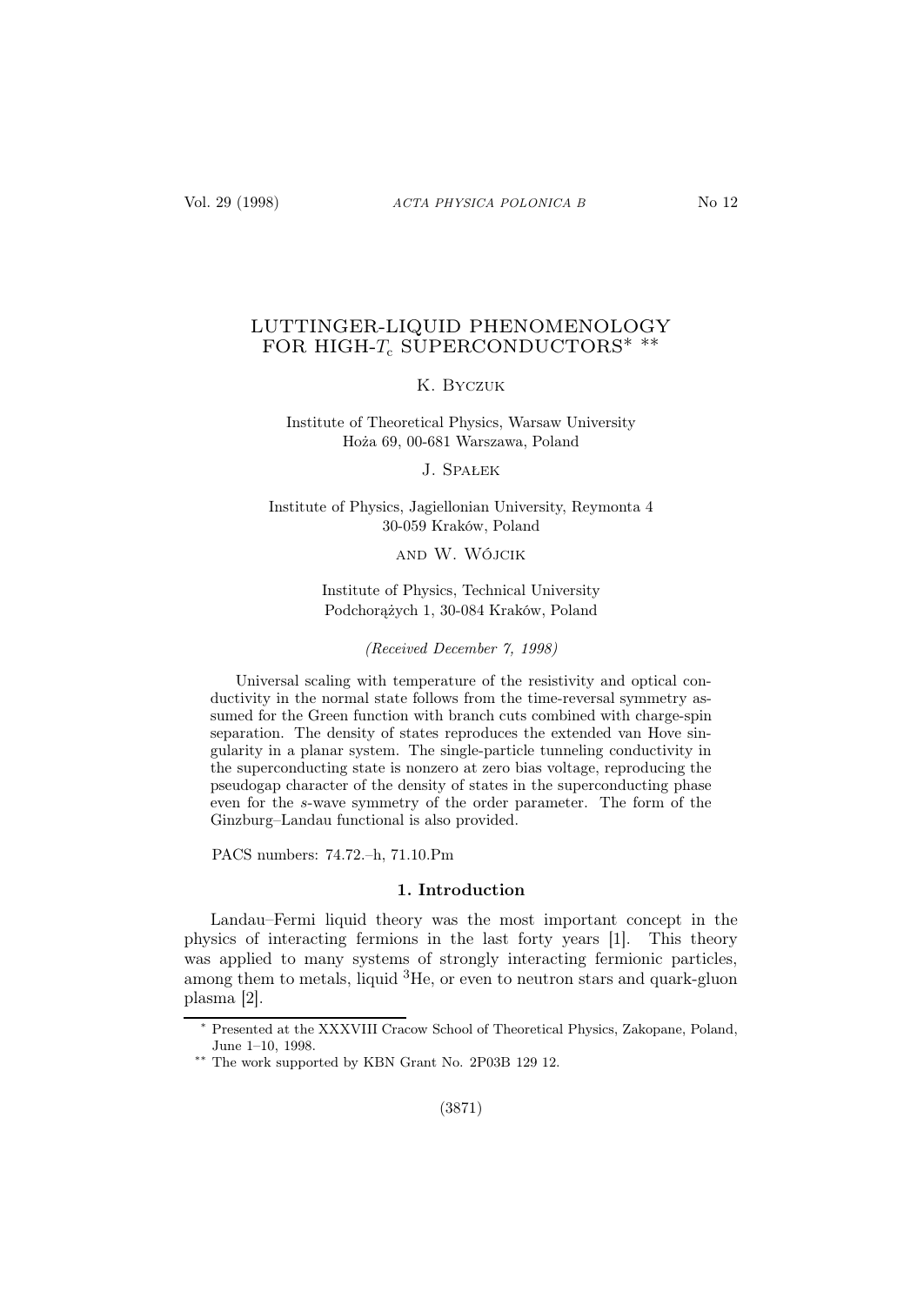# LUTTINGER-LIQUID PHENOMENOLOGY FOR HIGH-$T_c$ SUPERCONDUCTORS* **

K. Byczuk

Institute of Theoretical Physics, Warsaw University
Hoża 69, 00-681 Warszawa, Poland

J. Spałek

Institute of Physics, Jagiellonian University, Reymonta 4
30-059 Kraków, Poland

and W. Wójcik

Institute of Physics, Technical University
Podchorążych 1, 30-084 Kraków, Poland

*(Received December 7, 1998)*

Universal scaling with temperature of the resistivity and optical conductivity in the normal state follows from the time-reversal symmetry assumed for the Green function with branch cuts combined with charge-spin separation. The density of states reproduces the extended van Hove singularity in a planar system. The single-particle tunneling conductivity in the superconducting state is nonzero at zero bias voltage, reproducing the pseudogap character of the density of states in the superconducting phase even for the $s$-wave symmetry of the order parameter. The form of the Ginzburg–Landau functional is also provided.

PACS numbers: 74.72.–h, 71.10.Pm

## 1. Introduction

Landau–Fermi liquid theory was the most important concept in the physics of interacting fermions in the last forty years [1]. This theory was applied to many systems of strongly interacting fermionic particles, among them to metals, liquid $^3$He, or even to neutron stars and quark-gluon plasma [2].

---

\* Presented at the XXXVIII Cracow School of Theoretical Physics, Zakopane, Poland, June 1–10, 1998.

\*\* The work supported by KBN Grant No. 2P03B 129 12.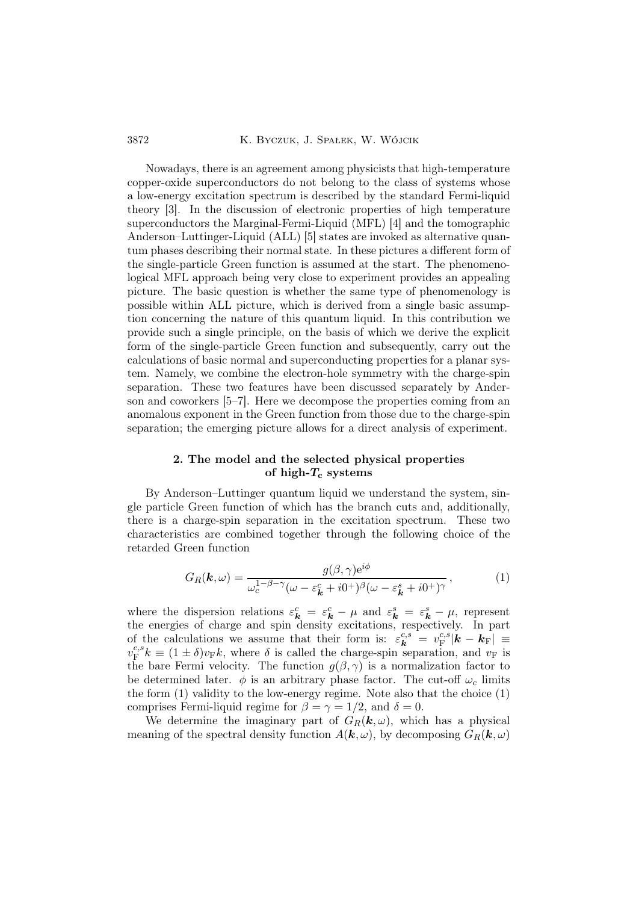Nowadays, there is an agreement among physicists that high-temperature copper-oxide superconductors do not belong to the class of systems whose a low-energy excitation spectrum is described by the standard Fermi-liquid theory [3]. In the discussion of electronic properties of high temperature superconductors the Marginal-Fermi-Liquid (MFL) [4] and the tomographic Anderson–Luttinger-Liquid (ALL) [5] states are invoked as alternative quantum phases describing their normal state. In these pictures a different form of the single-particle Green function is assumed at the start. The phenomenological MFL approach being very close to experiment provides an appealing picture. The basic question is whether the same type of phenomenology is possible within ALL picture, which is derived from a single basic assumption concerning the nature of this quantum liquid. In this contribution we provide such a single principle, on the basis of which we derive the explicit form of the single-particle Green function and subsequently, carry out the calculations of basic normal and superconducting properties for a planar system. Namely, we combine the electron-hole symmetry with the charge-spin separation. These two features have been discussed separately by Anderson and coworkers [5–7]. Here we decompose the properties coming from an anomalous exponent in the Green function from those due to the charge-spin separation; the emerging picture allows for a direct analysis of experiment.

## 2. The model and the selected physical properties of high-$T_c$ systems

By Anderson–Luttinger quantum liquid we understand the system, single particle Green function of which has the branch cuts and, additionally, there is a charge-spin separation in the excitation spectrum. These two characteristics are combined together through the following choice of the retarded Green function

$$G_R(\boldsymbol{k},\omega) = \frac{g(\beta,\gamma)\mathrm{e}^{i\phi}}{\omega_c^{1-\beta-\gamma}(\omega-\varepsilon^c_{\boldsymbol{k}}+i0^+)^{\beta}(\omega-\varepsilon^s_{\boldsymbol{k}}+i0^+)^{\gamma}}\,, \tag{1}$$

where the dispersion relations $\varepsilon^c_{\boldsymbol{k}} = \varepsilon^c_{\boldsymbol{k}} - \mu$ and $\varepsilon^s_{\boldsymbol{k}} = \varepsilon^s_{\boldsymbol{k}} - \mu$, represent the energies of charge and spin density excitations, respectively. In part of the calculations we assume that their form is: $\varepsilon^{c,s}_{\boldsymbol{k}} = v^{c,s}_{\mathrm{F}}|\boldsymbol{k}-\boldsymbol{k}_{\mathrm{F}}| \equiv v^{c,s}_{\mathrm{F}}k \equiv (1\pm\delta)v_{\mathrm{F}}k$, where $\delta$ is called the charge-spin separation, and $v_{\mathrm{F}}$ is the bare Fermi velocity. The function $g(\beta,\gamma)$ is a normalization factor to be determined later. $\phi$ is an arbitrary phase factor. The cut-off $\omega_c$ limits the form (1) validity to the low-energy regime. Note also that the choice (1) comprises Fermi-liquid regime for $\beta=\gamma=1/2$, and $\delta=0$.

We determine the imaginary part of $G_R(\boldsymbol{k},\omega)$, which has a physical meaning of the spectral density function $A(\boldsymbol{k},\omega)$, by decomposing $G_R(\boldsymbol{k},\omega)$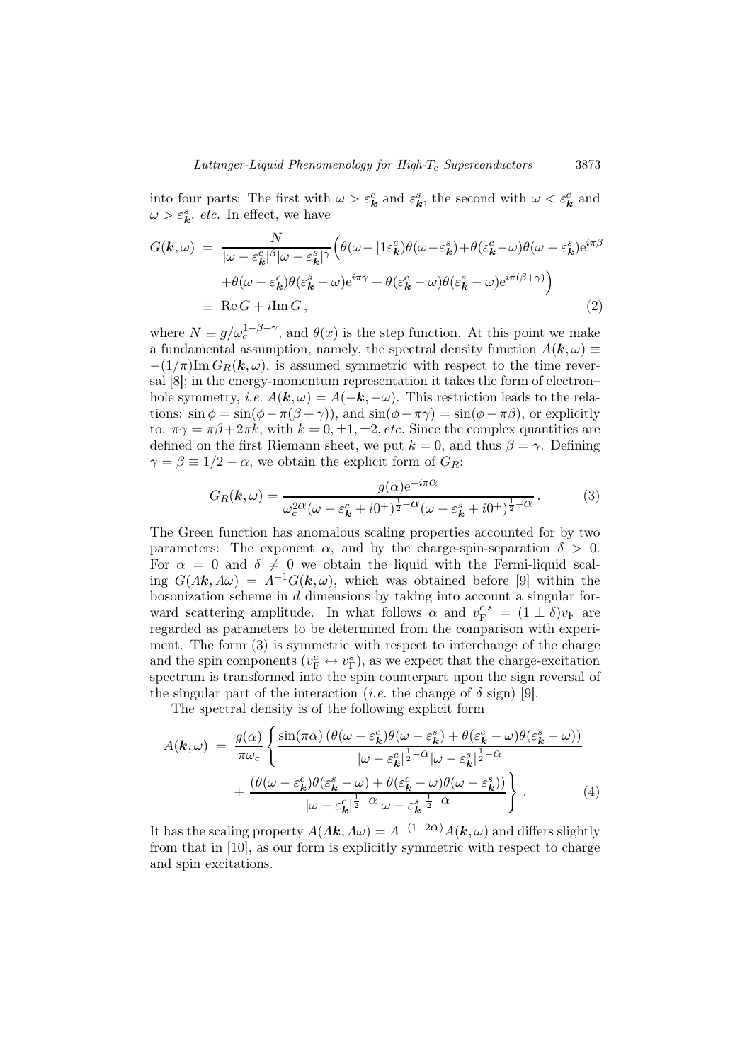into four parts: The first with $\omega > \varepsilon^c_{\boldsymbol{k}}$ and $\varepsilon^s_{\boldsymbol{k}}$, the second with $\omega < \varepsilon^c_{\boldsymbol{k}}$ and $\omega > \varepsilon^s_{\boldsymbol{k}}$, *etc.* In effect, we have

$$
\begin{aligned}
G(\boldsymbol{k},\omega) &= \frac{N}{|\omega-\varepsilon^c_{\boldsymbol{k}}|^{\beta}|\omega-\varepsilon^s_{\boldsymbol{k}}|^{\gamma}}\Big(\theta(\omega-|1\varepsilon^c_{\boldsymbol{k}})\theta(\omega-\varepsilon^s_{\boldsymbol{k}})+\theta(\varepsilon^c_{\boldsymbol{k}}-\omega)\theta(\omega-\varepsilon^s_{\boldsymbol{k}})\mathrm{e}^{i\pi\beta} \\
&\quad +\theta(\omega-\varepsilon^c_{\boldsymbol{k}})\theta(\varepsilon^s_{\boldsymbol{k}}-\omega)\mathrm{e}^{i\pi\gamma}+\theta(\varepsilon^c_{\boldsymbol{k}}-\omega)\theta(\varepsilon^s_{\boldsymbol{k}}-\omega)\mathrm{e}^{i\pi(\beta+\gamma)}\Big) \\
&\equiv \mathrm{Re}\, G + i\mathrm{Im}\, G\,,
\end{aligned}
\tag{2}
$$

where $N \equiv g/\omega_c^{1-\beta-\gamma}$, and $\theta(x)$ is the step function. At this point we make a fundamental assumption, namely, the spectral density function $A(\boldsymbol{k},\omega) \equiv -(1/\pi)\mathrm{Im}\, G_R(\boldsymbol{k},\omega)$, is assumed symmetric with respect to the time reversal [8]; in the energy-momentum representation it takes the form of electron–hole symmetry, *i.e.* $A(\boldsymbol{k},\omega) = A(-\boldsymbol{k},-\omega)$. This restriction leads to the relations: $\sin\phi = \sin(\phi-\pi(\beta+\gamma))$, and $\sin(\phi-\pi\gamma) = \sin(\phi-\pi\beta)$, or explicitly to: $\pi\gamma = \pi\beta + 2\pi k$, with $k = 0, \pm 1, \pm 2$, *etc.* Since the complex quantities are defined on the first Riemann sheet, we put $k=0$, and thus $\beta=\gamma$. Defining $\gamma = \beta \equiv 1/2-\alpha$, we obtain the explicit form of $G_R$:

$$
G_R(\boldsymbol{k},\omega) = \frac{g(\alpha)\mathrm{e}^{-i\pi\alpha}}{\omega_c^{2\alpha}(\omega-\varepsilon^c_{\boldsymbol{k}}+i0^+)^{\frac{1}{2}-\alpha}(\omega-\varepsilon^s_{\boldsymbol{k}}+i0^+)^{\frac{1}{2}-\alpha}}\,. \tag{3}
$$

The Green function has anomalous scaling properties accounted for by two parameters: The exponent $\alpha$, and by the charge-spin-separation $\delta > 0$. For $\alpha = 0$ and $\delta \neq 0$ we obtain the liquid with the Fermi-liquid scaling $G(\Lambda\boldsymbol{k},\Lambda\omega) = \Lambda^{-1}G(\boldsymbol{k},\omega)$, which was obtained before [9] within the bosonization scheme in $d$ dimensions by taking into account a singular forward scattering amplitude. In what follows $\alpha$ and $v_{\mathrm{F}}^{c,s} = (1\pm\delta)v_{\mathrm{F}}$ are regarded as parameters to be determined from the comparison with experiment. The form (3) is symmetric with respect to interchange of the charge and the spin components ($v_{\mathrm{F}}^c \leftrightarrow v_{\mathrm{F}}^s$), as we expect that the charge-excitation spectrum is transformed into the spin counterpart upon the sign reversal of the singular part of the interaction (*i.e.* the change of $\delta$ sign) [9].

The spectral density is of the following explicit form

$$
\begin{aligned}
A(\boldsymbol{k},\omega) &= \frac{g(\alpha)}{\pi\omega_c}\left\{\frac{\sin(\pi\alpha)\left(\theta(\omega-\varepsilon^c_{\boldsymbol{k}})\theta(\omega-\varepsilon^s_{\boldsymbol{k}})+\theta(\varepsilon^c_{\boldsymbol{k}}-\omega)\theta(\varepsilon^s_{\boldsymbol{k}}-\omega)\right)}{|\omega-\varepsilon^c_{\boldsymbol{k}}|^{\frac{1}{2}-\alpha}|\omega-\varepsilon^s_{\boldsymbol{k}}|^{\frac{1}{2}-\alpha}}\right. \\
&\quad \left. + \frac{\left(\theta(\omega-\varepsilon^c_{\boldsymbol{k}})\theta(\varepsilon^s_{\boldsymbol{k}}-\omega)+\theta(\varepsilon^c_{\boldsymbol{k}}-\omega)\theta(\omega-\varepsilon^s_{\boldsymbol{k}})\right)}{|\omega-\varepsilon^c_{\boldsymbol{k}}|^{\frac{1}{2}-\alpha}|\omega-\varepsilon^s_{\boldsymbol{k}}|^{\frac{1}{2}-\alpha}}\right\}\,.
\end{aligned}
\tag{4}
$$

It has the scaling property $A(\Lambda\boldsymbol{k},\Lambda\omega) = \Lambda^{-(1-2\alpha)}A(\boldsymbol{k},\omega)$ and differs slightly from that in [10], as our form is explicitly symmetric with respect to charge and spin excitations.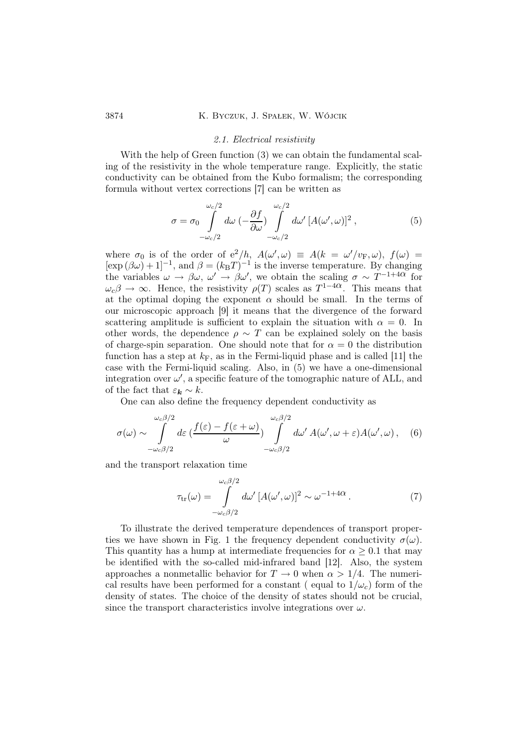### 2.1. Electrical resistivity

With the help of Green function (3) we can obtain the fundamental scaling of the resistivity in the whole temperature range. Explicitly, the static conductivity can be obtained from the Kubo formalism; the corresponding formula without vertex corrections [7] can be written as

$$\sigma = \sigma_0 \int_{-\omega_c/2}^{\omega_c/2} d\omega \, (-\frac{\partial f}{\partial \omega}) \int_{-\omega_c/2}^{\omega_c/2} d\omega' \, [A(\omega', \omega)]^2 \, , \tag{5}$$

where $\sigma_0$ is of the order of $e^2/h$, $A(\omega', \omega) \equiv A(k = \omega'/v_{\rm F}, \omega)$, $f(\omega) = [\exp{(\beta\omega)} + 1]^{-1}$, and $\beta = (k_{\rm B}T)^{-1}$ is the inverse temperature. By changing the variables $\omega \to \beta\omega$, $\omega' \to \beta\omega'$, we obtain the scaling $\sigma \sim T^{-1+4\alpha}$ for $\omega_c\beta \to \infty$. Hence, the resistivity $\rho(T)$ scales as $T^{1-4\alpha}$. This means that at the optimal doping the exponent $\alpha$ should be small. In the terms of our microscopic approach [9] it means that the divergence of the forward scattering amplitude is sufficient to explain the situation with $\alpha = 0$. In other words, the dependence $\rho \sim T$ can be explained solely on the basis of charge-spin separation. One should note that for $\alpha = 0$ the distribution function has a step at $k_{\rm F}$, as in the Fermi-liquid phase and is called [11] the case with the Fermi-liquid scaling. Also, in (5) we have a one-dimensional integration over $\omega'$, a specific feature of the tomographic nature of ALL, and of the fact that $\varepsilon_{\boldsymbol{k}} \sim k$.

One can also define the frequency dependent conductivity as

$$\sigma(\omega) \sim \int_{-\omega_c\beta/2}^{\omega_c\beta/2} d\varepsilon \, (\frac{f(\varepsilon) - f(\varepsilon + \omega)}{\omega}) \int_{-\omega_c\beta/2}^{\omega_c\beta/2} d\omega' \, A(\omega', \omega + \varepsilon) A(\omega', \omega) \, , \tag{6}$$

and the transport relaxation time

$$\tau_{\rm tr}(\omega) = \int_{-\omega_c\beta/2}^{\omega_c\beta/2} d\omega' \, [A(\omega', \omega)]^2 \sim \omega^{-1+4\alpha} \, . \tag{7}$$

To illustrate the derived temperature dependences of transport properties we have shown in Fig. 1 the frequency dependent conductivity $\sigma(\omega)$. This quantity has a hump at intermediate frequencies for $\alpha \geq 0.1$ that may be identified with the so-called mid-infrared band [12]. Also, the system approaches a nonmetallic behavior for $T \to 0$ when $\alpha > 1/4$. The numerical results have been performed for a constant ( equal to $1/\omega_c$) form of the density of states. The choice of the density of states should not be crucial, since the transport characteristics involve integrations over $\omega$.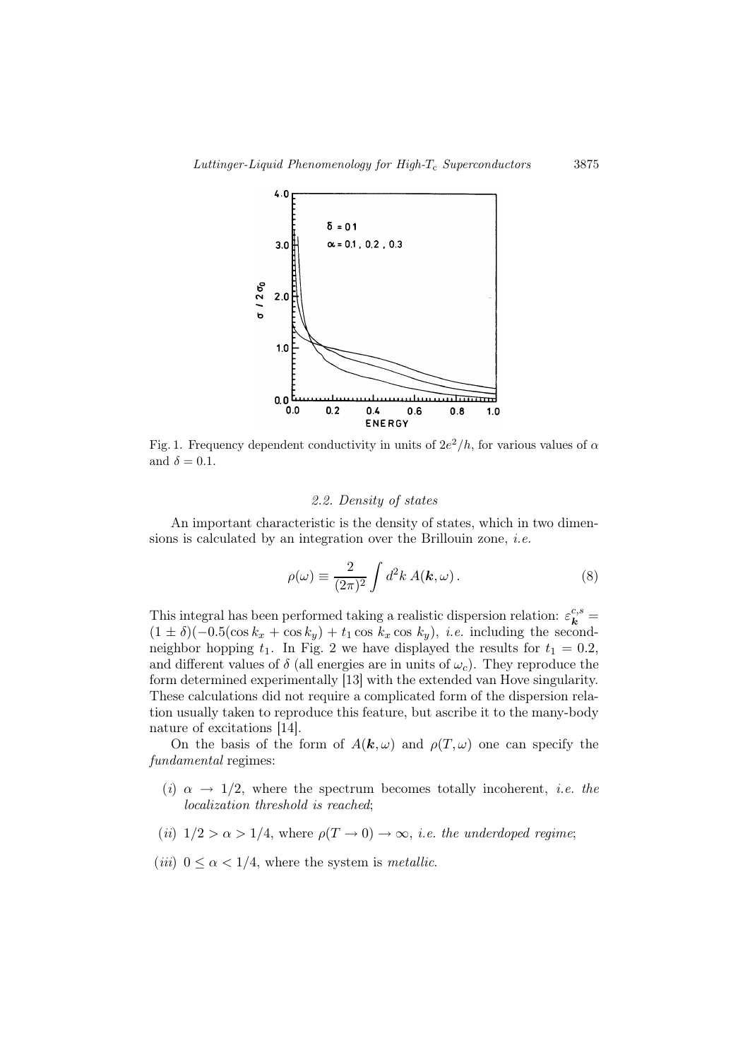Fig. 1. Frequency dependent conductivity in units of $2e^2/h$, for various values of $\alpha$ and $\delta = 0.1$.

### 2.2. Density of states

An important characteristic is the density of states, which in two dimensions is calculated by an integration over the Brillouin zone, *i.e.*

$$\rho(\omega) \equiv \frac{2}{(2\pi)^2} \int d^2k \, A(\boldsymbol{k}, \omega) \,. \tag{8}$$

This integral has been performed taking a realistic dispersion relation: $\varepsilon_{\boldsymbol{k}}^{c,s} = (1 \pm \delta)(-0.5(\cos k_x + \cos k_y) + t_1 \cos k_x \cos k_y)$, *i.e.* including the second-neighbor hopping $t_1$. In Fig. 2 we have displayed the results for $t_1 = 0.2$, and different values of $\delta$ (all energies are in units of $\omega_c$). They reproduce the form determined experimentally [13] with the extended van Hove singularity. These calculations did not require a complicated form of the dispersion relation usually taken to reproduce this feature, but ascribe it to the many-body nature of excitations [14].

On the basis of the form of $A(\boldsymbol{k}, \omega)$ and $\rho(T, \omega)$ one can specify the *fundamental* regimes:

- ($i$) $\alpha \to 1/2$, where the spectrum becomes totally incoherent, *i.e. the localization threshold is reached*;
- ($ii$) $1/2 > \alpha > 1/4$, where $\rho(T \to 0) \to \infty$, *i.e. the underdoped regime*;
- ($iii$) $0 \leq \alpha < 1/4$, where the system is *metallic*.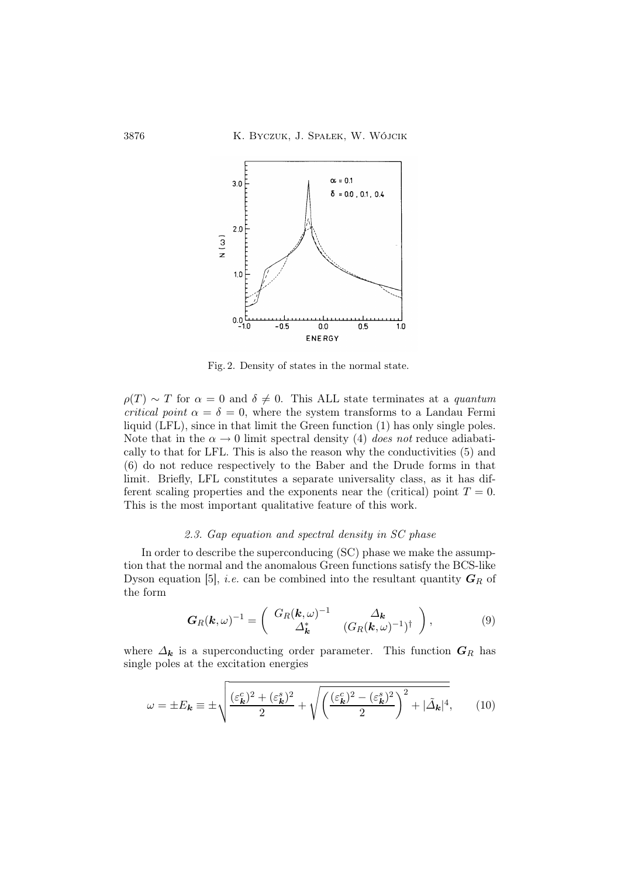Fig. 2. Density of states in the normal state.

$\rho(T) \sim T$ for $\alpha = 0$ and $\delta \neq 0$. This ALL state terminates at a *quantum critical point* $\alpha = \delta = 0$, where the system transforms to a Landau Fermi liquid (LFL), since in that limit the Green function (1) has only single poles. Note that in the $\alpha \to 0$ limit spectral density (4) *does not* reduce adiabatically to that for LFL. This is also the reason why the conductivities (5) and (6) do not reduce respectively to the Baber and the Drude forms in that limit. Briefly, LFL constitutes a separate universality class, as it has different scaling properties and the exponents near the (critical) point $T = 0$. This is the most important qualitative feature of this work.

### 2.3. Gap equation and spectral density in SC phase

In order to describe the superconducing (SC) phase we make the assumption that the normal and the anomalous Green functions satisfy the BCS-like Dyson equation [5], *i.e.* can be combined into the resultant quantity $\boldsymbol{G}_R$ of the form

$$\boldsymbol{G}_R(\boldsymbol{k},\omega)^{-1} = \left( \begin{array}{cc} G_R(\boldsymbol{k},\omega)^{-1} & \Delta_{\boldsymbol{k}} \\ \Delta^*_{\boldsymbol{k}} & (G_R(\boldsymbol{k},\omega)^{-1})^{\dagger} \end{array} \right), \tag{9}$$

where $\Delta_{\boldsymbol{k}}$ is a superconducting order parameter. This function $\boldsymbol{G}_R$ has single poles at the excitation energies

$$\omega = \pm E_{\boldsymbol{k}} \equiv \pm \sqrt{\frac{(\varepsilon^c_{\boldsymbol{k}})^2 + (\varepsilon^s_{\boldsymbol{k}})^2}{2} + \sqrt{\left(\frac{(\varepsilon^c_{\boldsymbol{k}})^2 - (\varepsilon^s_{\boldsymbol{k}})^2}{2}\right)^2 + |\tilde{\Delta}_{\boldsymbol{k}}|^4}}, \tag{10}$$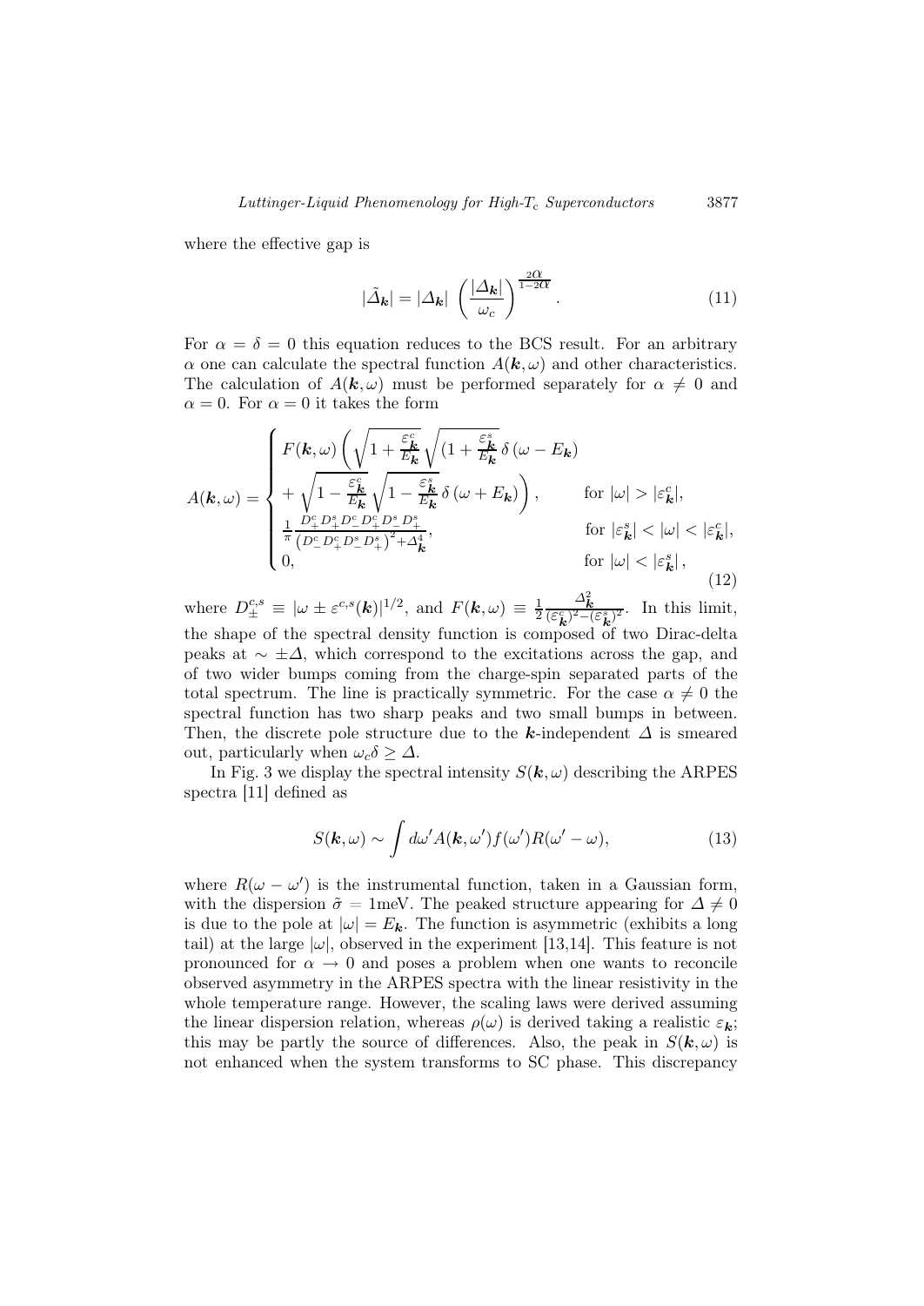where the effective gap is

$$|\tilde{\Delta}_{\boldsymbol{k}}| = |\Delta_{\boldsymbol{k}}| \left(\frac{|\Delta_{\boldsymbol{k}}|}{\omega_c}\right)^{\frac{2\alpha}{1-2\alpha}}. \tag{11}$$

For $\alpha = \delta = 0$ this equation reduces to the BCS result. For an arbitrary $\alpha$ one can calculate the spectral function $A(\boldsymbol{k}, \omega)$ and other characteristics. The calculation of $A(\boldsymbol{k}, \omega)$ must be performed separately for $\alpha \neq 0$ and $\alpha = 0$. For $\alpha = 0$ it takes the form

$$A(\boldsymbol{k}, \omega) = \begin{cases} F(\boldsymbol{k}, \omega)\left(\sqrt{1 + \frac{\varepsilon^c_{\boldsymbol{k}}}{E_{\boldsymbol{k}}}}\sqrt{(1 + \frac{\varepsilon^s_{\boldsymbol{k}}}{E_{\boldsymbol{k}}}}\,\delta\left(\omega - E_{\boldsymbol{k}}\right) \right. & \\ \left. + \sqrt{1 - \frac{\varepsilon^c_{\boldsymbol{k}}}{E_{\boldsymbol{k}}}}\sqrt{1 - \frac{\varepsilon^s_{\boldsymbol{k}}}{E_{\boldsymbol{k}}}}\,\delta\left(\omega + E_{\boldsymbol{k}}\right)\right), & \text{for } |\omega| > |\varepsilon^c_{\boldsymbol{k}}|, \\ \frac{1}{\pi}\frac{D^c_+ D^s_+ D^c_- D^c_+ D^s_- D^s_+}{\left(D^c_- D^c_+ D^s_- D^s_+\right)^2 + \Delta^4_{\boldsymbol{k}}}, & \text{for } |\varepsilon^s_{\boldsymbol{k}}| < |\omega| < |\varepsilon^c_{\boldsymbol{k}}|, \\ 0, & \text{for } |\omega| < |\varepsilon^s_{\boldsymbol{k}}|, \end{cases} \tag{12}$$

where $D^{c,s}_{\pm} \equiv |\omega \pm \varepsilon^{c,s}(\boldsymbol{k})|^{1/2}$, and $F(\boldsymbol{k}, \omega) \equiv \frac{1}{2}\frac{\Delta^2_{\boldsymbol{k}}}{(\varepsilon^c_{\boldsymbol{k}})^2 - (\varepsilon^s_{\boldsymbol{k}})^2}$. In this limit, the shape of the spectral density function is composed of two Dirac-delta peaks at $\sim \pm\Delta$, which correspond to the excitations across the gap, and of two wider bumps coming from the charge-spin separated parts of the total spectrum. The line is practically symmetric. For the case $\alpha \neq 0$ the spectral function has two sharp peaks and two small bumps in between. Then, the discrete pole structure due to the $\boldsymbol{k}$-independent $\Delta$ is smeared out, particularly when $\omega_c \delta \geq \Delta$.

In Fig. 3 we display the spectral intensity $S(\boldsymbol{k}, \omega)$ describing the ARPES spectra [11] defined as

$$S(\boldsymbol{k}, \omega) \sim \int d\omega' A(\boldsymbol{k}, \omega') f(\omega') R(\omega' - \omega), \tag{13}$$

where $R(\omega - \omega')$ is the instrumental function, taken in a Gaussian form, with the dispersion $\tilde{\sigma} = 1$meV. The peaked structure appearing for $\Delta \neq 0$ is due to the pole at $|\omega| = E_{\boldsymbol{k}}$. The function is asymmetric (exhibits a long tail) at the large $|\omega|$, observed in the experiment [13,14]. This feature is not pronounced for $\alpha \to 0$ and poses a problem when one wants to reconcile observed asymmetry in the ARPES spectra with the linear resistivity in the whole temperature range. However, the scaling laws were derived assuming the linear dispersion relation, whereas $\rho(\omega)$ is derived taking a realistic $\varepsilon_{\boldsymbol{k}}$; this may be partly the source of differences. Also, the peak in $S(\boldsymbol{k}, \omega)$ is not enhanced when the system transforms to SC phase. This discrepancy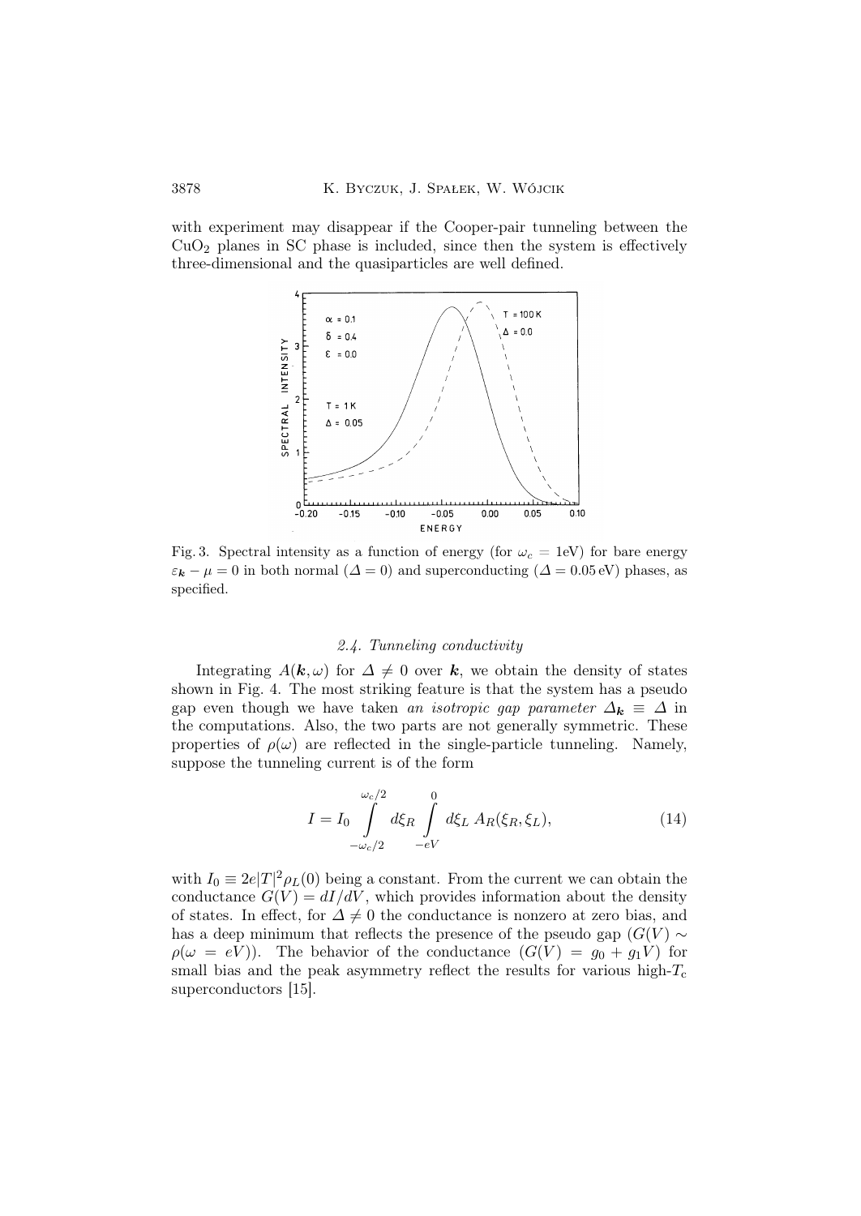with experiment may disappear if the Cooper-pair tunneling between the $CuO_2$ planes in SC phase is included, since then the system is effectively three-dimensional and the quasiparticles are well defined.

Fig. 3. Spectral intensity as a function of energy (for $\omega_c = 1$eV) for bare energy $\varepsilon_{\boldsymbol{k}} - \mu = 0$ in both normal ($\Delta = 0$) and superconducting ($\Delta = 0.05$ eV) phases, as specified.

### *2.4. Tunneling conductivity*

Integrating $A(\boldsymbol{k}, \omega)$ for $\Delta \neq 0$ over $\boldsymbol{k}$, we obtain the density of states shown in Fig. 4. The most striking feature is that the system has a pseudo gap even though we have taken *an isotropic gap parameter* $\Delta_{\boldsymbol{k}} \equiv \Delta$ in the computations. Also, the two parts are not generally symmetric. These properties of $\rho(\omega)$ are reflected in the single-particle tunneling. Namely, suppose the tunneling current is of the form

$$I = I_0 \int_{-\omega_c/2}^{\omega_c/2} d\xi_R \int_{-eV}^{0} d\xi_L \; A_R(\xi_R, \xi_L), \tag{14}$$

with $I_0 \equiv 2e|T|^2 \rho_L(0)$ being a constant. From the current we can obtain the conductance $G(V) = dI/dV$, which provides information about the density of states. In effect, for $\Delta \neq 0$ the conductance is nonzero at zero bias, and has a deep minimum that reflects the presence of the pseudo gap ($G(V) \sim \rho(\omega = eV)$). The behavior of the conductance ($G(V) = g_0 + g_1 V$) for small bias and the peak asymmetry reflect the results for various high-$T_c$ superconductors [15].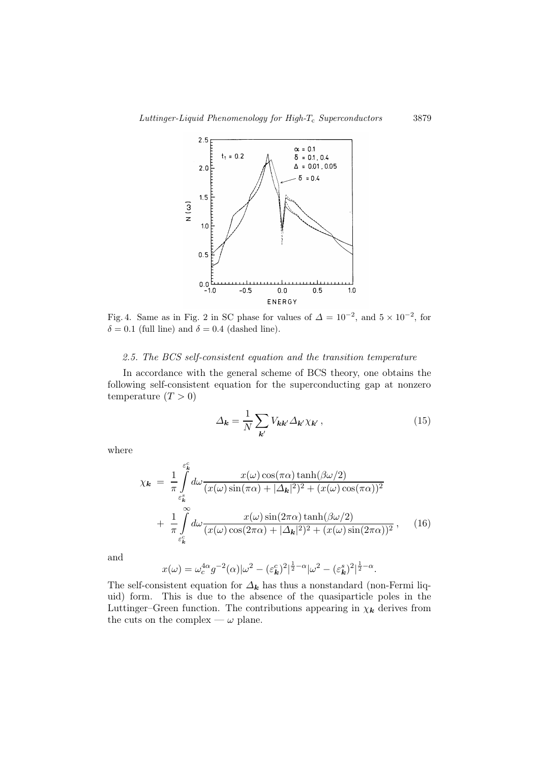Fig. 4. Same as in Fig. 2 in SC phase for values of $\Delta = 10^{-2}$, and $5 \times 10^{-2}$, for $\delta = 0.1$ (full line) and $\delta = 0.4$ (dashed line).

### *2.5. The BCS self-consistent equation and the transition temperature*

In accordance with the general scheme of BCS theory, one obtains the following self-consistent equation for the superconducting gap at nonzero temperature ($T > 0$)

$$\Delta_{\boldsymbol{k}} = \frac{1}{N} \sum_{\boldsymbol{k}'} V_{\boldsymbol{k}\boldsymbol{k}'} \Delta_{\boldsymbol{k}'} \chi_{\boldsymbol{k}'} \,, \tag{15}$$

where

$$\begin{aligned}
\chi_{\boldsymbol{k}} \; &= \; \frac{1}{\pi} \int_{\varepsilon^s_{\boldsymbol{k}}}^{\varepsilon^c_{\boldsymbol{k}}} d\omega \frac{x(\omega)\cos(\pi\alpha)\tanh(\beta\omega/2)}{(x(\omega)\sin(\pi\alpha) + |\Delta_{\boldsymbol{k}}|^2)^2 + (x(\omega)\cos(\pi\alpha))^2} \\
&+ \; \frac{1}{\pi} \int_{\varepsilon^c_{\boldsymbol{k}}}^{\infty} d\omega \frac{x(\omega)\sin(2\pi\alpha)\tanh(\beta\omega/2)}{(x(\omega)\cos(2\pi\alpha) + |\Delta_{\boldsymbol{k}}|^2)^2 + (x(\omega)\sin(2\pi\alpha))^2} \,,
\end{aligned} \tag{16}$$

and

$$x(\omega) = \omega_c^{4\alpha} g^{-2}(\alpha) |\omega^2 - (\varepsilon^c_{\boldsymbol{k}})^2|^{\frac{1}{2}-\alpha} |\omega^2 - (\varepsilon^s_{\boldsymbol{k}})^2|^{\frac{1}{2}-\alpha}.$$

The self-consistent equation for $\Delta_{\boldsymbol{k}}$ has thus a nonstandard (non-Fermi liquid) form. This is due to the absence of the quasiparticle poles in the Luttinger–Green function. The contributions appearing in $\chi_{\boldsymbol{k}}$ derives from the cuts on the complex — $\omega$ plane.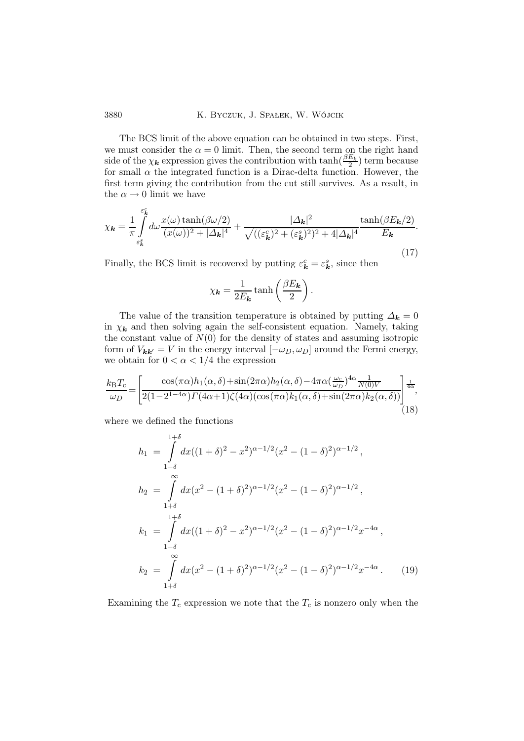The BCS limit of the above equation can be obtained in two steps. First, we must consider the $\alpha = 0$ limit. Then, the second term on the right hand side of the $\chi_{\boldsymbol{k}}$ expression gives the contribution with $\tanh(\frac{\beta E_{\boldsymbol{k}}}{2})$ term because for small $\alpha$ the integrated function is a Dirac-delta function. However, the first term giving the contribution from the cut still survives. As a result, in the $\alpha \to 0$ limit we have

$$\chi_{\boldsymbol{k}} = \frac{1}{\pi} \int_{\varepsilon^s_{\boldsymbol{k}}}^{\varepsilon^c_{\boldsymbol{k}}} d\omega \frac{x(\omega) \tanh(\beta\omega/2)}{(x(\omega))^2 + |\Delta_{\boldsymbol{k}}|^4} + \frac{|\Delta_{\boldsymbol{k}}|^2}{\sqrt{((\varepsilon^c_{\boldsymbol{k}})^2 + (\varepsilon^s_{\boldsymbol{k}})^2)^2 + 4|\Delta_{\boldsymbol{k}}|^4}} \frac{\tanh(\beta E_{\boldsymbol{k}}/2)}{E_{\boldsymbol{k}}}. \tag{17}$$

Finally, the BCS limit is recovered by putting $\varepsilon^c_{\boldsymbol{k}} = \varepsilon^s_{\boldsymbol{k}}$, since then

$$\chi_{\boldsymbol{k}} = \frac{1}{2E_{\boldsymbol{k}}} \tanh\left(\frac{\beta E_{\boldsymbol{k}}}{2}\right).$$

The value of the transition temperature is obtained by putting $\Delta_{\boldsymbol{k}} = 0$ in $\chi_{\boldsymbol{k}}$ and then solving again the self-consistent equation. Namely, taking the constant value of $N(0)$ for the density of states and assuming isotropic form of $V_{\boldsymbol{k}\boldsymbol{k}'} = V$ in the energy interval $[-\omega_D, \omega_D]$ around the Fermi energy, we obtain for $0 < \alpha < 1/4$ the expression

$$\frac{k_{\mathrm{B}} T_{\mathrm{c}}}{\omega_D} = \left[\frac{\cos(\pi\alpha) h_1(\alpha,\delta) + \sin(2\pi\alpha) h_2(\alpha,\delta) - 4\pi\alpha (\frac{\omega_c}{\omega_D})^{4\alpha} \frac{1}{N(0)V}}{2(1-2^{1-4\alpha})\Gamma(4\alpha+1)\zeta(4\alpha)(\cos(\pi\alpha) k_1(\alpha,\delta) + \sin(2\pi\alpha) k_2(\alpha,\delta))}\right]^{\frac{1}{4\alpha}}, \tag{18}$$

where we defined the functions

$$\begin{aligned}
h_1 &= \int_{1-\delta}^{1+\delta} dx ((1+\delta)^2 - x^2)^{\alpha-1/2} (x^2 - (1-\delta)^2)^{\alpha-1/2}\,, \\
h_2 &= \int_{1+\delta}^{\infty} dx (x^2 - (1+\delta)^2)^{\alpha-1/2} (x^2 - (1-\delta)^2)^{\alpha-1/2}\,, \\
k_1 &= \int_{1-\delta}^{1+\delta} dx ((1+\delta)^2 - x^2)^{\alpha-1/2} (x^2 - (1-\delta)^2)^{\alpha-1/2} x^{-4\alpha}\,, \\
k_2 &= \int_{1+\delta}^{\infty} dx (x^2 - (1+\delta)^2)^{\alpha-1/2} (x^2 - (1-\delta)^2)^{\alpha-1/2} x^{-4\alpha}\,.
\end{aligned} \tag{19}$$

Examining the $T_{\mathrm{c}}$ expression we note that the $T_{\mathrm{c}}$ is nonzero only when the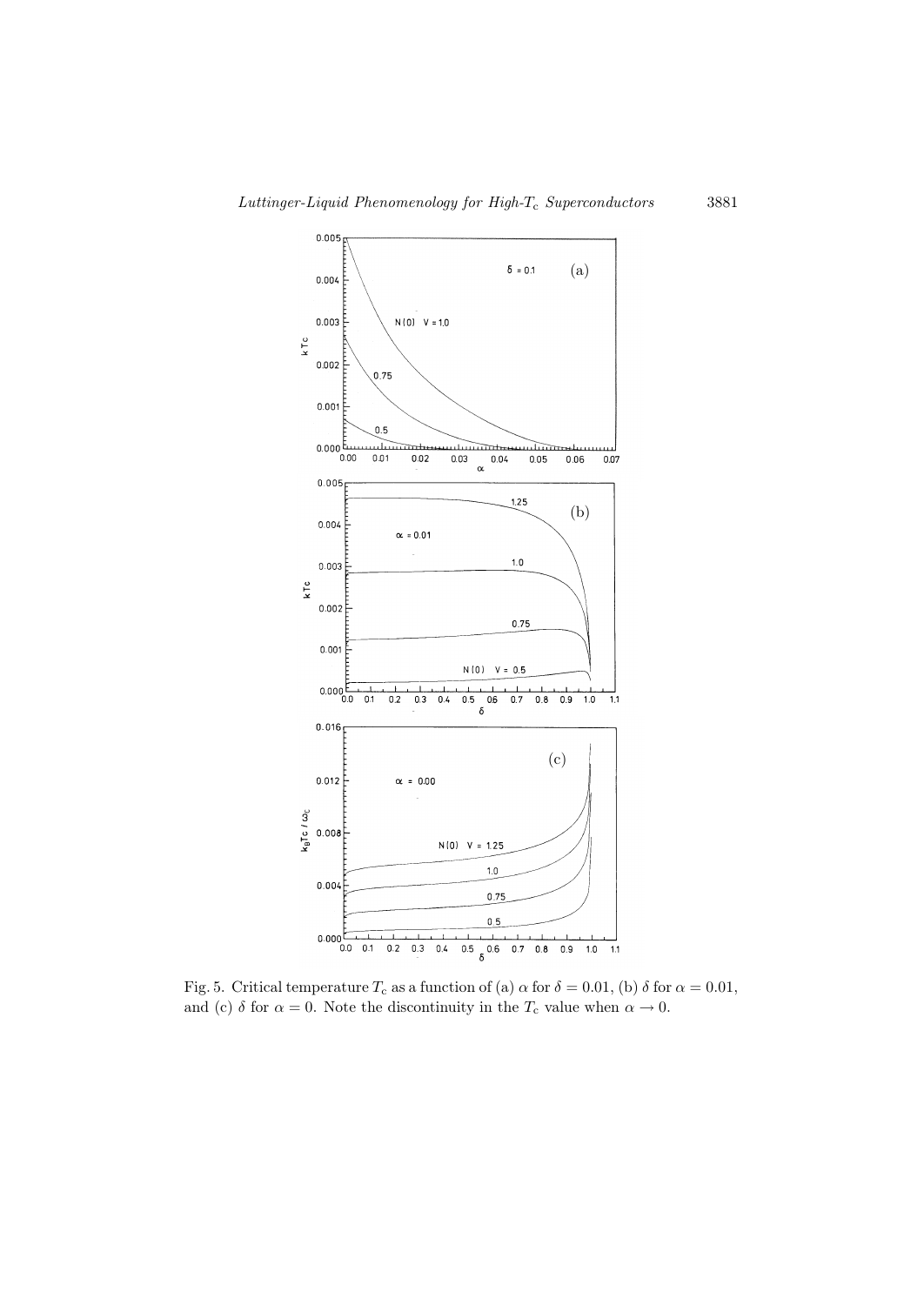Fig. 5. Critical temperature $T_c$ as a function of (a) $\alpha$ for $\delta = 0.01$, (b) $\delta$ for $\alpha = 0.01$, and (c) $\delta$ for $\alpha = 0$. Note the discontinuity in the $T_c$ value when $\alpha \to 0$.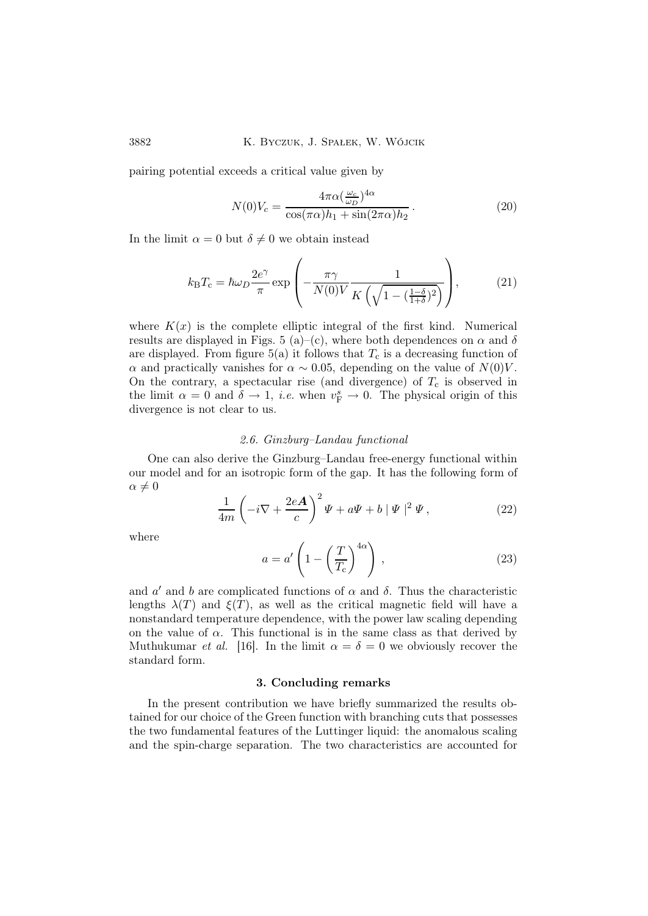pairing potential exceeds a critical value given by

$$N(0)V_c = \frac{4\pi\alpha(\frac{\omega_c}{\omega_D})^{4\alpha}}{\cos(\pi\alpha)h_1 + \sin(2\pi\alpha)h_2} \, . \tag{20}$$

In the limit $\alpha = 0$ but $\delta \neq 0$ we obtain instead

$$k_{\rm B}T_{\rm c} = \hbar\omega_D \frac{2e^{\gamma}}{\pi} \exp\left( -\frac{\pi\gamma}{N(0)V} \frac{1}{K\left(\sqrt{1-(\frac{1-\delta}{1+\delta})^2}\right)} \right), \tag{21}$$

where $K(x)$ is the complete elliptic integral of the first kind. Numerical results are displayed in Figs. 5 (a)–(c), where both dependences on $\alpha$ and $\delta$ are displayed. From figure 5(a) it follows that $T_{\rm c}$ is a decreasing function of $\alpha$ and practically vanishes for $\alpha \sim 0.05$, depending on the value of $N(0)V$. On the contrary, a spectacular rise (and divergence) of $T_{\rm c}$ is observed in the limit $\alpha = 0$ and $\delta \to 1$, *i.e.* when $v_{\rm F}^s \to 0$. The physical origin of this divergence is not clear to us.

### *2.6. Ginzburg–Landau functional*

One can also derive the Ginzburg–Landau free-energy functional within our model and for an isotropic form of the gap. It has the following form of $\alpha \neq 0$

$$\frac{1}{4m}\left(-i\nabla + \frac{2e\boldsymbol{A}}{c}\right)^2 \Psi + a\Psi + b \mid \Psi \mid^2 \Psi \, , \tag{22}$$

where

$$a = a'\left(1 - \left(\frac{T}{T_{\rm c}}\right)^{4\alpha}\right) \, , \tag{23}$$

and $a'$ and $b$ are complicated functions of $\alpha$ and $\delta$. Thus the characteristic lengths $\lambda(T)$ and $\xi(T)$, as well as the critical magnetic field will have a nonstandard temperature dependence, with the power law scaling depending on the value of $\alpha$. This functional is in the same class as that derived by Muthukumar *et al.* [16]. In the limit $\alpha = \delta = 0$ we obviously recover the standard form.

## 3. Concluding remarks

In the present contribution we have briefly summarized the results obtained for our choice of the Green function with branching cuts that possesses the two fundamental features of the Luttinger liquid: the anomalous scaling and the spin-charge separation. The two characteristics are accounted for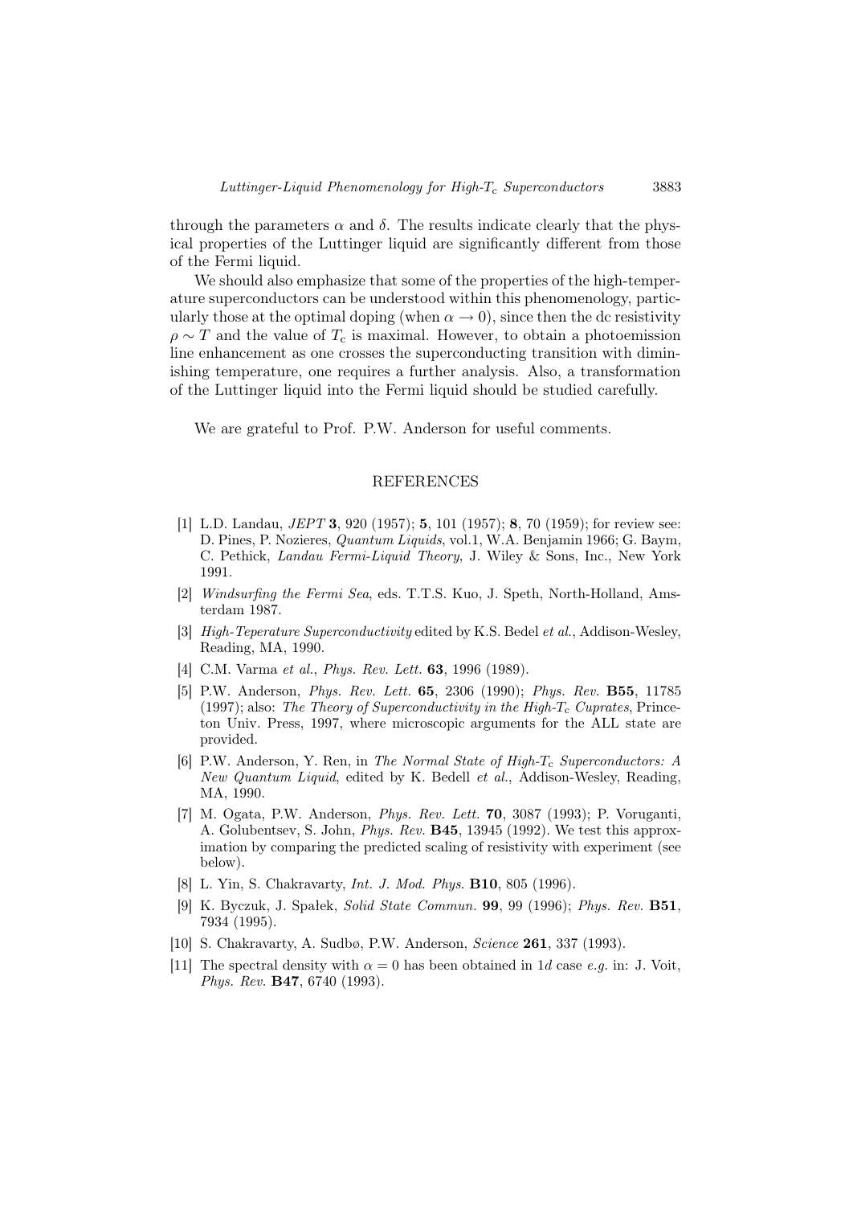through the parameters $\alpha$ and $\delta$. The results indicate clearly that the physical properties of the Luttinger liquid are significantly different from those of the Fermi liquid.

We should also emphasize that some of the properties of the high-temperature superconductors can be understood within this phenomenology, particularly those at the optimal doping (when $\alpha \to 0$), since then the dc resistivity $\rho \sim T$ and the value of $T_c$ is maximal. However, to obtain a photoemission line enhancement as one crosses the superconducting transition with diminishing temperature, one requires a further analysis. Also, a transformation of the Luttinger liquid into the Fermi liquid should be studied carefully.

We are grateful to Prof. P.W. Anderson for useful comments.

## REFERENCES

[1] L.D. Landau, *JEPT* **3**, 920 (1957); **5**, 101 (1957); **8**, 70 (1959); for review see: D. Pines, P. Nozieres, *Quantum Liquids*, vol.1, W.A. Benjamin 1966; G. Baym, C. Pethick, *Landau Fermi-Liquid Theory*, J. Wiley & Sons, Inc., New York 1991.

[2] *Windsurfing the Fermi Sea*, eds. T.T.S. Kuo, J. Speth, North-Holland, Amsterdam 1987.

[3] *High-Teperature Superconductivity* edited by K.S. Bedel *et al.*, Addison-Wesley, Reading, MA, 1990.

[4] C.M. Varma *et al.*, *Phys. Rev. Lett.* **63**, 1996 (1989).

[5] P.W. Anderson, *Phys. Rev. Lett.* **65**, 2306 (1990); *Phys. Rev.* **B55**, 11785 (1997); also: *The Theory of Superconductivity in the High-$T_c$ Cuprates*, Princeton Univ. Press, 1997, where microscopic arguments for the ALL state are provided.

[6] P.W. Anderson, Y. Ren, in *The Normal State of High-$T_c$ Superconductors: A New Quantum Liquid*, edited by K. Bedell *et al.*, Addison-Wesley, Reading, MA, 1990.

[7] M. Ogata, P.W. Anderson, *Phys. Rev. Lett.* **70**, 3087 (1993); P. Voruganti, A. Golubentsev, S. John, *Phys. Rev.* **B45**, 13945 (1992). We test this approximation by comparing the predicted scaling of resistivity with experiment (see below).

[8] L. Yin, S. Chakravarty, *Int. J. Mod. Phys.* **B10**, 805 (1996).

[9] K. Byczuk, J. Spałek, *Solid State Commun.* **99**, 99 (1996); *Phys. Rev.* **B51**, 7934 (1995).

[10] S. Chakravarty, A. Sudbø, P.W. Anderson, *Science* **261**, 337 (1993).

[11] The spectral density with $\alpha = 0$ has been obtained in $1d$ case *e.g.* in: J. Voit, *Phys. Rev.* **B47**, 6740 (1993).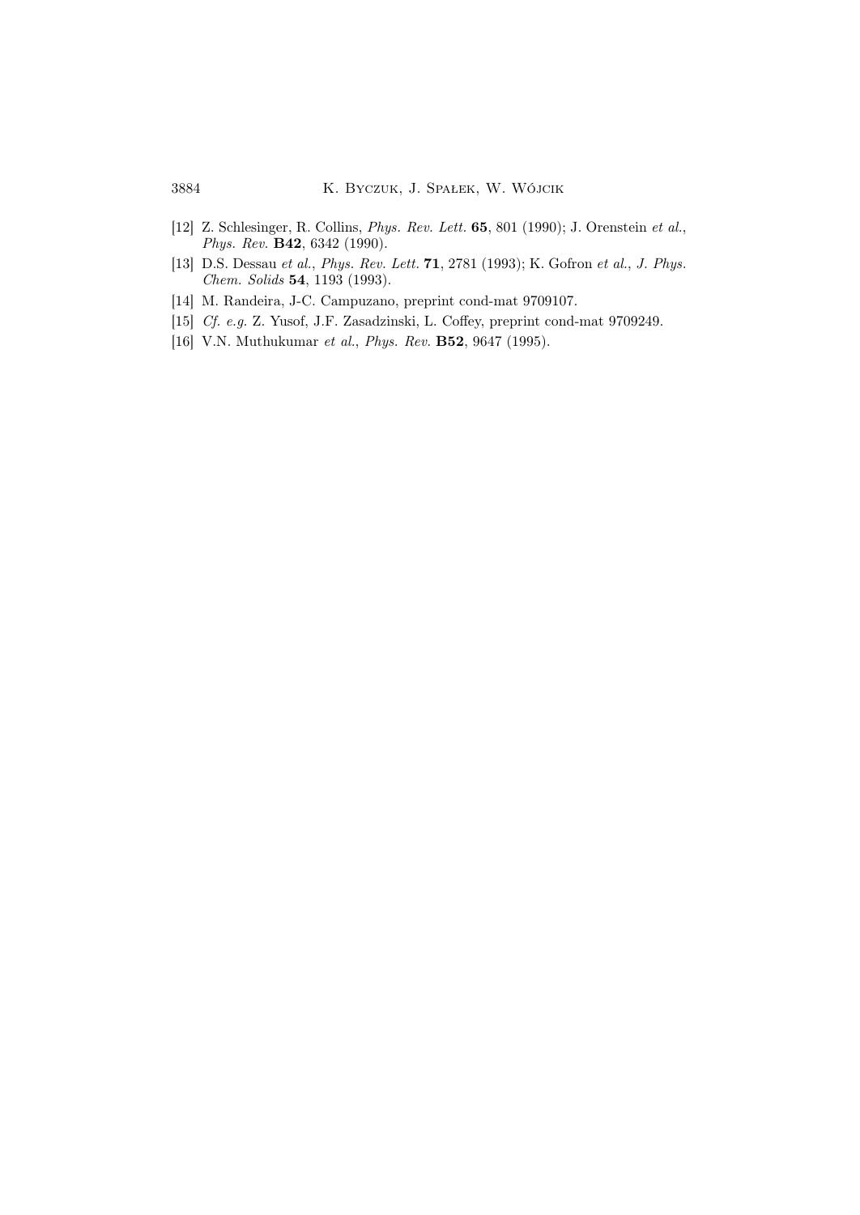[12] Z. Schlesinger, R. Collins, *Phys. Rev. Lett.* **65**, 801 (1990); J. Orenstein *et al.*, *Phys. Rev.* **B42**, 6342 (1990).

[13] D.S. Dessau *et al.*, *Phys. Rev. Lett.* **71**, 2781 (1993); K. Gofron *et al.*, *J. Phys. Chem. Solids* **54**, 1193 (1993).

[14] M. Randeira, J-C. Campuzano, preprint cond-mat 9709107.

[15] *Cf. e.g.* Z. Yusof, J.F. Zasadzinski, L. Coffey, preprint cond-mat 9709249.

[16] V.N. Muthukumar *et al.*, *Phys. Rev.* **B52**, 9647 (1995).